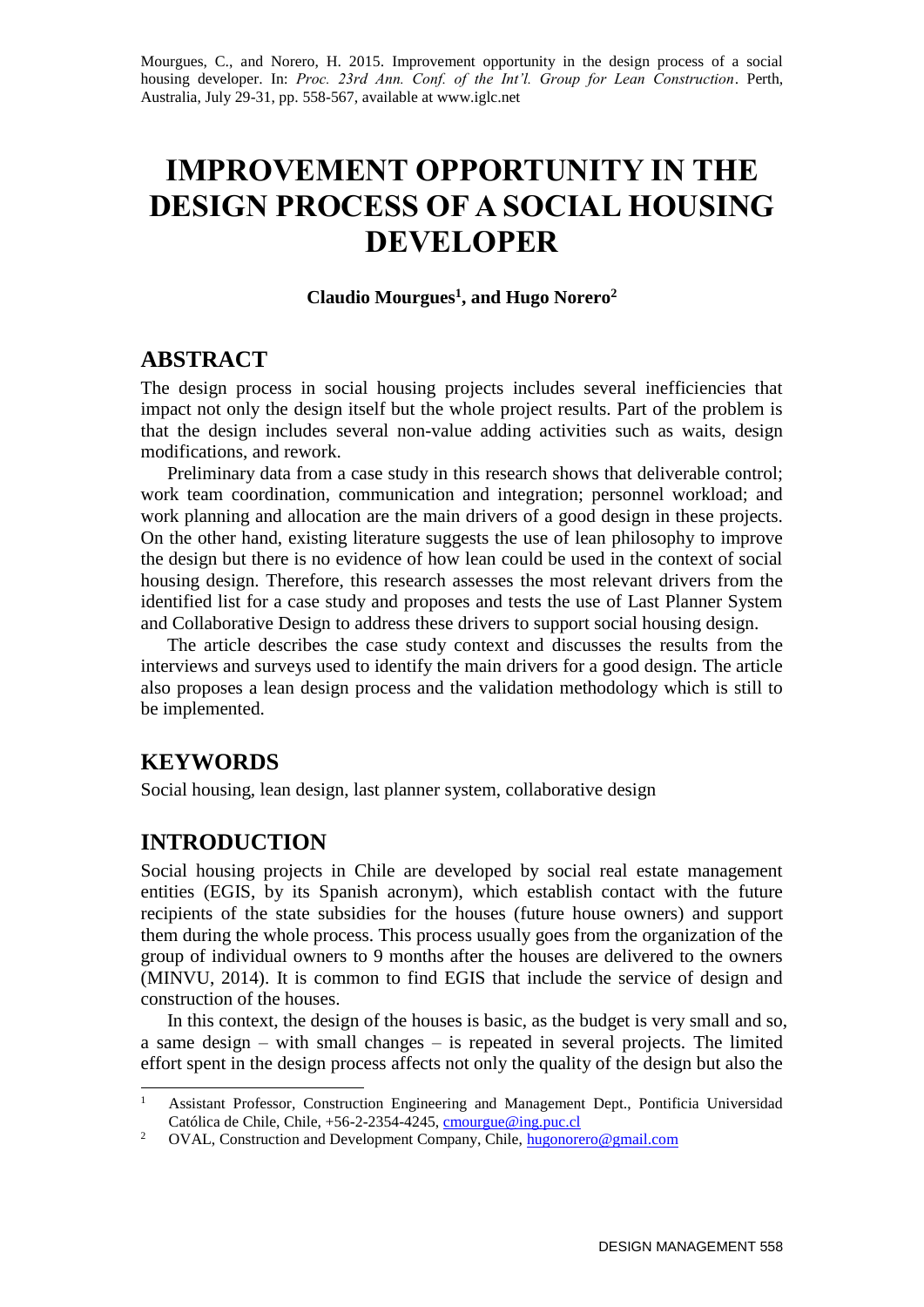Mourgues, C., and Norero, H. 2015. Improvement opportunity in the design process of a social housing developer. In: *Proc. 23rd Ann. Conf. of the Int'l. Group for Lean Construction*. Perth, Australia, July 29-31, pp. 558-567, available at www.iglc.net

# IMPROVEMENT OPPORTUNITY IN THE DESIGN PROCESS OF A SOCIAL HOUSING DEVELOPER

**Claudio Mourgues[1], and Hugo Norero[2]**

## ABSTRACT

The design process in social housing projects includes several inefficiencies that impact not only the design itself but the whole project results. Part of the problem is that the design includes several non-value adding activities such as waits, design modifications, and rework.

Preliminary data from a case study in this research shows that deliverable control; work team coordination, communication and integration; personnel workload; and work planning and allocation are the main drivers of a good design in these projects. On the other hand, existing literature suggests the use of lean philosophy to improve the design but there is no evidence of how lean could be used in the context of social housing design. Therefore, this research assesses the most relevant drivers from the identified list for a case study and proposes and tests the use of Last Planner System and Collaborative Design to address these drivers to support social housing design.

The article describes the case study context and discusses the results from the interviews and surveys used to identify the main drivers for a good design. The article also proposes a lean design process and the validation methodology which is still to be implemented.

## KEYWORDS

Social housing, lean design, last planner system, collaborative design

## INTRODUCTION

Social housing projects in Chile are developed by social real estate management entities (EGIS, by its Spanish acronym), which establish contact with the future recipients of the state subsidies for the houses (future house owners) and support them during the whole process. This process usually goes from the organization of the group of individual owners to 9 months after the houses are delivered to the owners (MINVU, 2014). It is common to find EGIS that include the service of design and construction of the houses.

In this context, the design of the houses is basic, as the budget is very small and so, a same design – with small changes – is repeated in several projects. The limited effort spent in the design process affects not only the quality of the design but also the

---

[1] Assistant Professor, Construction Engineering and Management Dept., Pontificia Universidad Católica de Chile, Chile, +56-2-2354-4245, cmourgue@ing.puc.cl

[2] OVAL, Construction and Development Company, Chile, hugonorero@gmail.com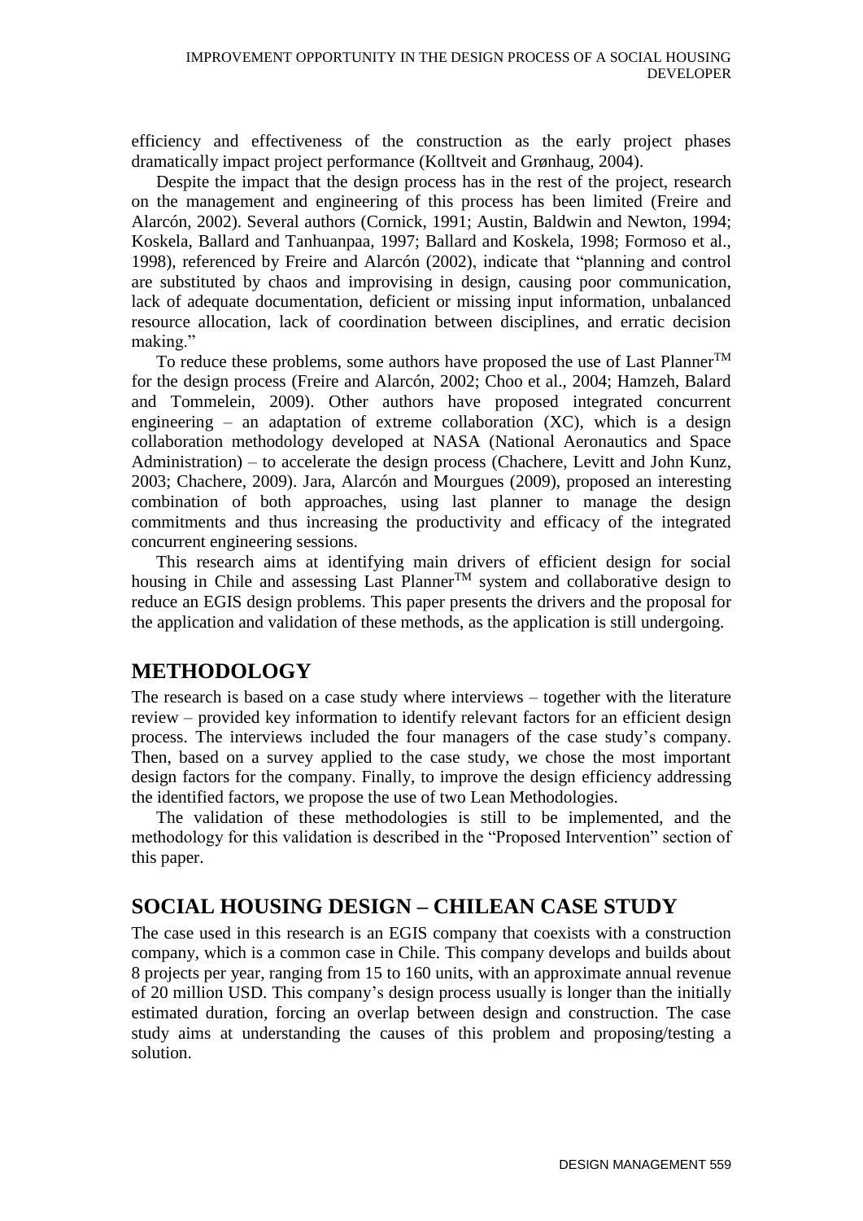efficiency and effectiveness of the construction as the early project phases dramatically impact project performance (Kolltveit and Grønhaug, 2004).

Despite the impact that the design process has in the rest of the project, research on the management and engineering of this process has been limited (Freire and Alarcón, 2002). Several authors (Cornick, 1991; Austin, Baldwin and Newton, 1994; Koskela, Ballard and Tanhuanpaa, 1997; Ballard and Koskela, 1998; Formoso et al., 1998), referenced by Freire and Alarcón (2002), indicate that "planning and control are substituted by chaos and improvising in design, causing poor communication, lack of adequate documentation, deficient or missing input information, unbalanced resource allocation, lack of coordination between disciplines, and erratic decision making."

To reduce these problems, some authors have proposed the use of Last Planner™ for the design process (Freire and Alarcón, 2002; Choo et al., 2004; Hamzeh, Balard and Tommelein, 2009). Other authors have proposed integrated concurrent engineering – an adaptation of extreme collaboration (XC), which is a design collaboration methodology developed at NASA (National Aeronautics and Space Administration) – to accelerate the design process (Chachere, Levitt and John Kunz, 2003; Chachere, 2009). Jara, Alarcón and Mourgues (2009), proposed an interesting combination of both approaches, using last planner to manage the design commitments and thus increasing the productivity and efficacy of the integrated concurrent engineering sessions.

This research aims at identifying main drivers of efficient design for social housing in Chile and assessing Last Planner™ system and collaborative design to reduce an EGIS design problems. This paper presents the drivers and the proposal for the application and validation of these methods, as the application is still undergoing.

## METHODOLOGY

The research is based on a case study where interviews – together with the literature review – provided key information to identify relevant factors for an efficient design process. The interviews included the four managers of the case study's company. Then, based on a survey applied to the case study, we chose the most important design factors for the company. Finally, to improve the design efficiency addressing the identified factors, we propose the use of two Lean Methodologies.

The validation of these methodologies is still to be implemented, and the methodology for this validation is described in the "Proposed Intervention" section of this paper.

## SOCIAL HOUSING DESIGN – CHILEAN CASE STUDY

The case used in this research is an EGIS company that coexists with a construction company, which is a common case in Chile. This company develops and builds about 8 projects per year, ranging from 15 to 160 units, with an approximate annual revenue of 20 million USD. This company's design process usually is longer than the initially estimated duration, forcing an overlap between design and construction. The case study aims at understanding the causes of this problem and proposing/testing a solution.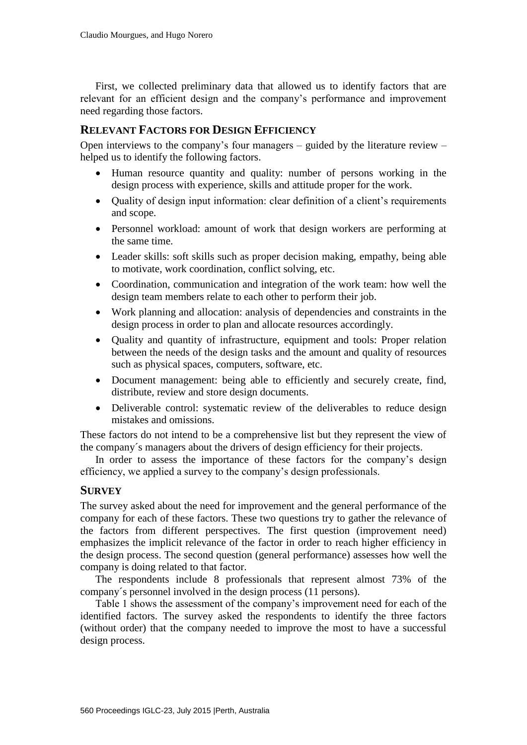First, we collected preliminary data that allowed us to identify factors that are relevant for an efficient design and the company's performance and improvement need regarding those factors.

## RELEVANT FACTORS FOR DESIGN EFFICIENCY

Open interviews to the company's four managers – guided by the literature review – helped us to identify the following factors.

- Human resource quantity and quality: number of persons working in the design process with experience, skills and attitude proper for the work.
- Quality of design input information: clear definition of a client's requirements and scope.
- Personnel workload: amount of work that design workers are performing at the same time.
- Leader skills: soft skills such as proper decision making, empathy, being able to motivate, work coordination, conflict solving, etc.
- Coordination, communication and integration of the work team: how well the design team members relate to each other to perform their job.
- Work planning and allocation: analysis of dependencies and constraints in the design process in order to plan and allocate resources accordingly.
- Quality and quantity of infrastructure, equipment and tools: Proper relation between the needs of the design tasks and the amount and quality of resources such as physical spaces, computers, software, etc.
- Document management: being able to efficiently and securely create, find, distribute, review and store design documents.
- Deliverable control: systematic review of the deliverables to reduce design mistakes and omissions.

These factors do not intend to be a comprehensive list but they represent the view of the company´s managers about the drivers of design efficiency for their projects.

In order to assess the importance of these factors for the company's design efficiency, we applied a survey to the company's design professionals.

## SURVEY

The survey asked about the need for improvement and the general performance of the company for each of these factors. These two questions try to gather the relevance of the factors from different perspectives. The first question (improvement need) emphasizes the implicit relevance of the factor in order to reach higher efficiency in the design process. The second question (general performance) assesses how well the company is doing related to that factor.

The respondents include 8 professionals that represent almost 73% of the company´s personnel involved in the design process (11 persons).

Table 1 shows the assessment of the company's improvement need for each of the identified factors. The survey asked the respondents to identify the three factors (without order) that the company needed to improve the most to have a successful design process.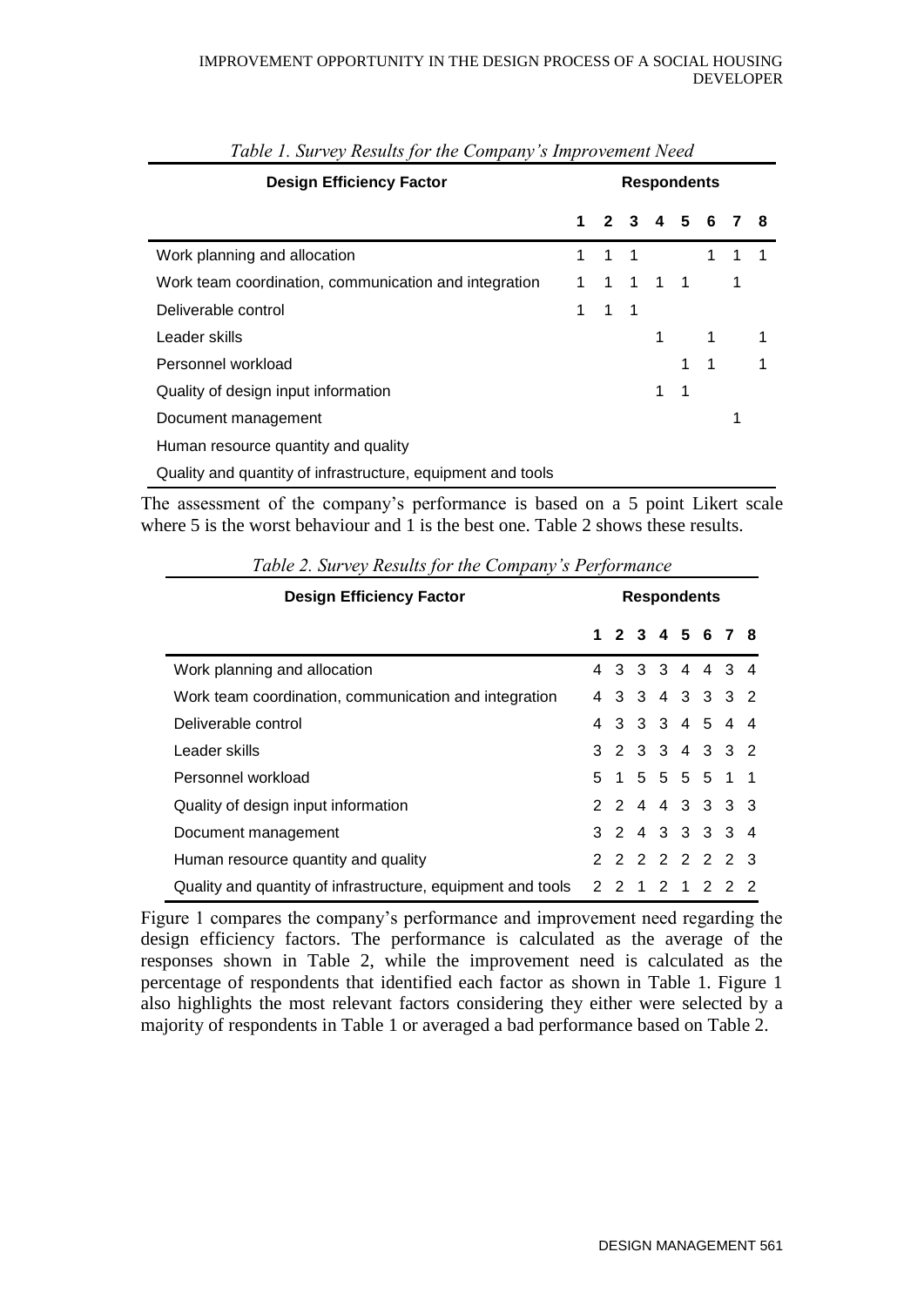*Table 1. Survey Results for the Company's Improvement Need*

| Design Efficiency Factor | Respondents | | | | | | | |
|---|---|---|---|---|---|---|---|---|
| | **1** | **2** | **3** | **4** | **5** | **6** | **7** | **8** |
| Work planning and allocation | 1 | 1 | 1 | | | 1 | 1 | 1 |
| Work team coordination, communication and integration | 1 | 1 | 1 | 1 | 1 | | 1 | |
| Deliverable control | 1 | 1 | 1 | | | | | |
| Leader skills | | | | 1 | | 1 | | 1 |
| Personnel workload | | | | | 1 | 1 | | 1 |
| Quality of design input information | | | | 1 | 1 | | | |
| Document management | | | | | | | 1 | |
| Human resource quantity and quality | | | | | | | | |
| Quality and quantity of infrastructure, equipment and tools | | | | | | | | |

The assessment of the company's performance is based on a 5 point Likert scale where 5 is the worst behaviour and 1 is the best one. Table 2 shows these results.

*Table 2. Survey Results for the Company's Performance*

| Design Efficiency Factor | Respondents | | | | | | | |
|---|---|---|---|---|---|---|---|---|
| | **1** | **2** | **3** | **4** | **5** | **6** | **7** | **8** |
| Work planning and allocation | 4 | 3 | 3 | 3 | 4 | 4 | 3 | 4 |
| Work team coordination, communication and integration | 4 | 3 | 3 | 4 | 3 | 3 | 3 | 2 |
| Deliverable control | 4 | 3 | 3 | 3 | 4 | 5 | 4 | 4 |
| Leader skills | 3 | 2 | 3 | 3 | 4 | 3 | 3 | 2 |
| Personnel workload | 5 | 1 | 5 | 5 | 5 | 5 | 1 | 1 |
| Quality of design input information | 2 | 2 | 4 | 4 | 3 | 3 | 3 | 3 |
| Document management | 3 | 2 | 4 | 3 | 3 | 3 | 3 | 4 |
| Human resource quantity and quality | 2 | 2 | 2 | 2 | 2 | 2 | 2 | 3 |
| Quality and quantity of infrastructure, equipment and tools | 2 | 2 | 1 | 2 | 1 | 2 | 2 | 2 |

Figure 1 compares the company's performance and improvement need regarding the design efficiency factors. The performance is calculated as the average of the responses shown in Table 2, while the improvement need is calculated as the percentage of respondents that identified each factor as shown in Table 1. Figure 1 also highlights the most relevant factors considering they either were selected by a majority of respondents in Table 1 or averaged a bad performance based on Table 2.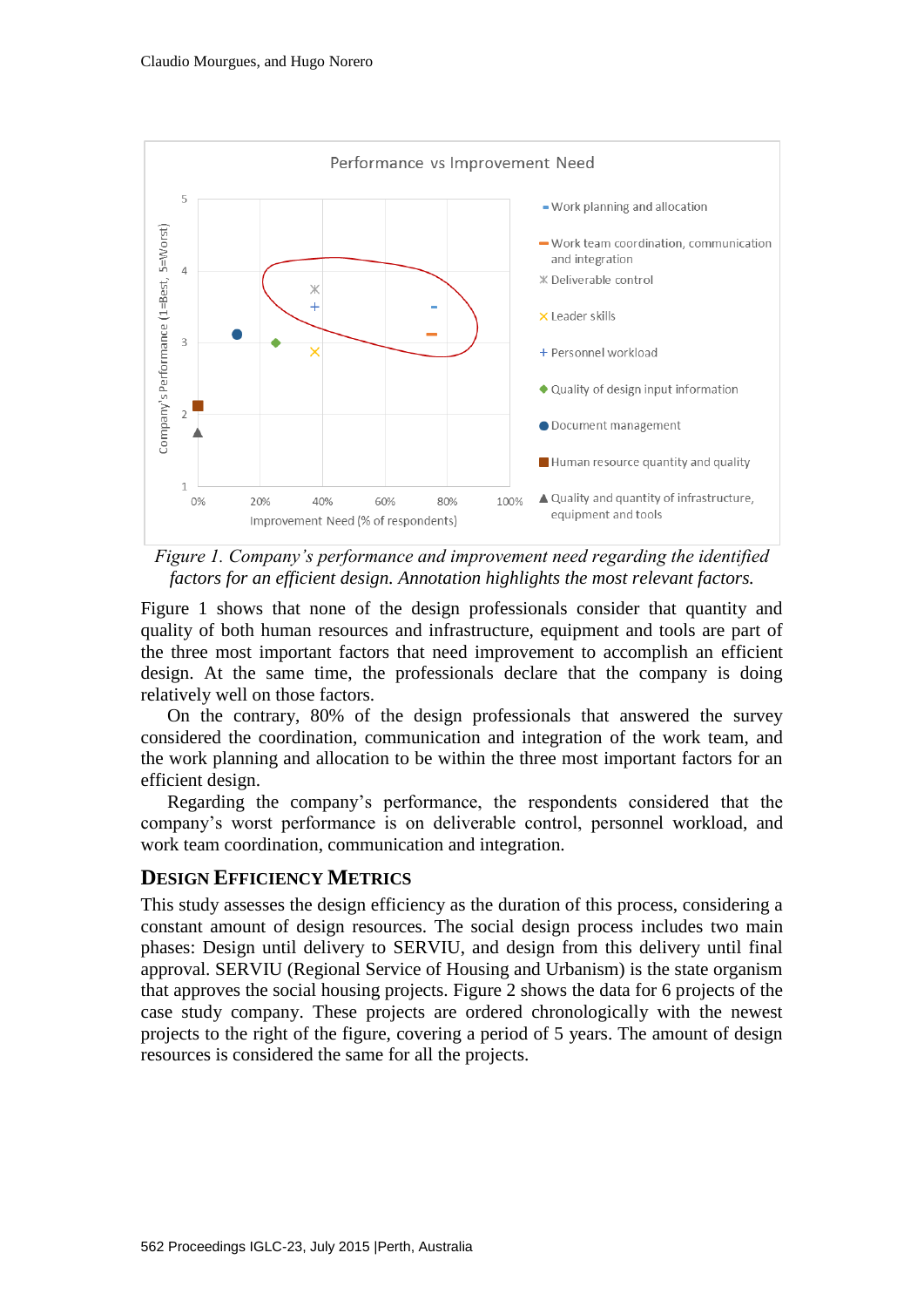*Figure 1. Company's performance and improvement need regarding the identified factors for an efficient design. Annotation highlights the most relevant factors.*

Figure 1 shows that none of the design professionals consider that quantity and quality of both human resources and infrastructure, equipment and tools are part of the three most important factors that need improvement to accomplish an efficient design. At the same time, the professionals declare that the company is doing relatively well on those factors.

On the contrary, 80% of the design professionals that answered the survey considered the coordination, communication and integration of the work team, and the work planning and allocation to be within the three most important factors for an efficient design.

Regarding the company's performance, the respondents considered that the company's worst performance is on deliverable control, personnel workload, and work team coordination, communication and integration.

## DESIGN EFFICIENCY METRICS

This study assesses the design efficiency as the duration of this process, considering a constant amount of design resources. The social design process includes two main phases: Design until delivery to SERVIU, and design from this delivery until final approval. SERVIU (Regional Service of Housing and Urbanism) is the state organism that approves the social housing projects. Figure 2 shows the data for 6 projects of the case study company. These projects are ordered chronologically with the newest projects to the right of the figure, covering a period of 5 years. The amount of design resources is considered the same for all the projects.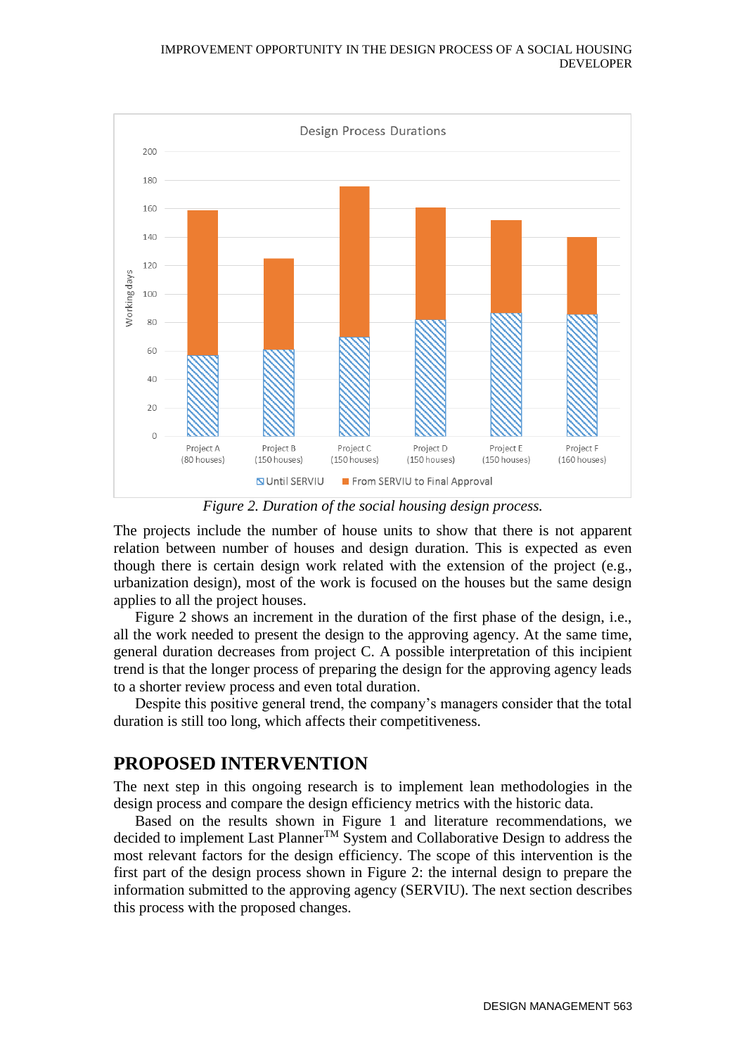Figure 2. Duration of the social housing design process.

The projects include the number of house units to show that there is not apparent relation between number of houses and design duration. This is expected as even though there is certain design work related with the extension of the project (e.g., urbanization design), most of the work is focused on the houses but the same design applies to all the project houses.

Figure 2 shows an increment in the duration of the first phase of the design, i.e., all the work needed to present the design to the approving agency. At the same time, general duration decreases from project C. A possible interpretation of this incipient trend is that the longer process of preparing the design for the approving agency leads to a shorter review process and even total duration.

Despite this positive general trend, the company's managers consider that the total duration is still too long, which affects their competitiveness.

## PROPOSED INTERVENTION

The next step in this ongoing research is to implement lean methodologies in the design process and compare the design efficiency metrics with the historic data.

Based on the results shown in Figure 1 and literature recommendations, we decided to implement Last Planner$^{TM}$ System and Collaborative Design to address the most relevant factors for the design efficiency. The scope of this intervention is the first part of the design process shown in Figure 2: the internal design to prepare the information submitted to the approving agency (SERVIU). The next section describes this process with the proposed changes.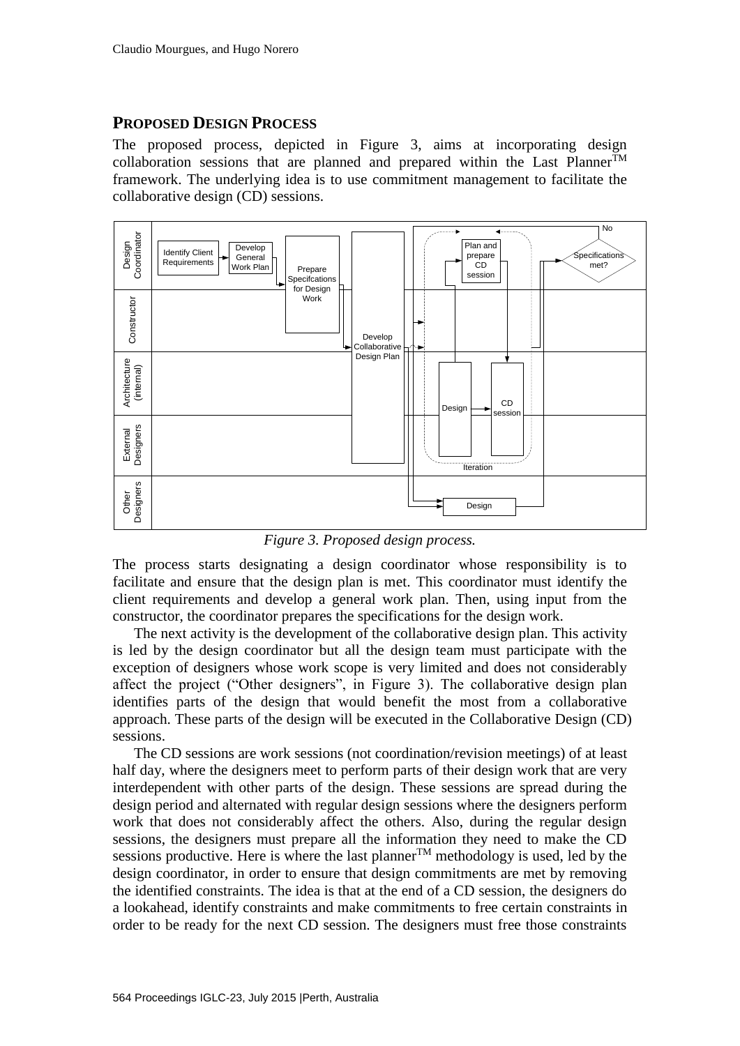## PROPOSED DESIGN PROCESS

The proposed process, depicted in Figure 3, aims at incorporating design collaboration sessions that are planned and prepared within the Last Planner[TM] framework. The underlying idea is to use commitment management to facilitate the collaborative design (CD) sessions.

*Figure 3. Proposed design process.*

The process starts designating a design coordinator whose responsibility is to facilitate and ensure that the design plan is met. This coordinator must identify the client requirements and develop a general work plan. Then, using input from the constructor, the coordinator prepares the specifications for the design work.

The next activity is the development of the collaborative design plan. This activity is led by the design coordinator but all the design team must participate with the exception of designers whose work scope is very limited and does not considerably affect the project ("Other designers", in Figure 3). The collaborative design plan identifies parts of the design that would benefit the most from a collaborative approach. These parts of the design will be executed in the Collaborative Design (CD) sessions.

The CD sessions are work sessions (not coordination/revision meetings) of at least half day, where the designers meet to perform parts of their design work that are very interdependent with other parts of the design. These sessions are spread during the design period and alternated with regular design sessions where the designers perform work that does not considerably affect the others. Also, during the regular design sessions, the designers must prepare all the information they need to make the CD sessions productive. Here is where the last planner[TM] methodology is used, led by the design coordinator, in order to ensure that design commitments are met by removing the identified constraints. The idea is that at the end of a CD session, the designers do a lookahead, identify constraints and make commitments to free certain constraints in order to be ready for the next CD session. The designers must free those constraints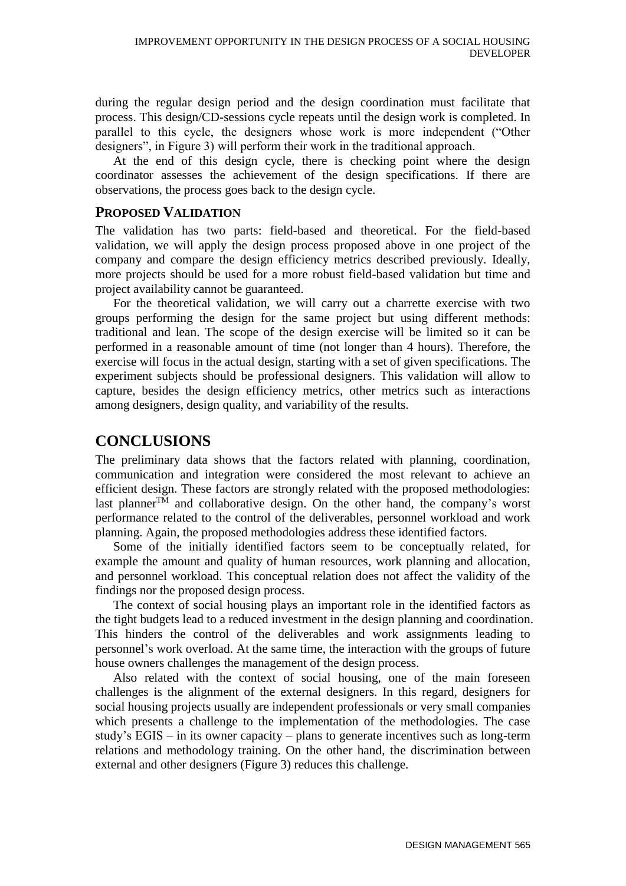during the regular design period and the design coordination must facilitate that process. This design/CD-sessions cycle repeats until the design work is completed. In parallel to this cycle, the designers whose work is more independent ("Other designers", in Figure 3) will perform their work in the traditional approach.

At the end of this design cycle, there is checking point where the design coordinator assesses the achievement of the design specifications. If there are observations, the process goes back to the design cycle.

### PROPOSED VALIDATION

The validation has two parts: field-based and theoretical. For the field-based validation, we will apply the design process proposed above in one project of the company and compare the design efficiency metrics described previously. Ideally, more projects should be used for a more robust field-based validation but time and project availability cannot be guaranteed.

For the theoretical validation, we will carry out a charrette exercise with two groups performing the design for the same project but using different methods: traditional and lean. The scope of the design exercise will be limited so it can be performed in a reasonable amount of time (not longer than 4 hours). Therefore, the exercise will focus in the actual design, starting with a set of given specifications. The experiment subjects should be professional designers. This validation will allow to capture, besides the design efficiency metrics, other metrics such as interactions among designers, design quality, and variability of the results.

## CONCLUSIONS

The preliminary data shows that the factors related with planning, coordination, communication and integration were considered the most relevant to achieve an efficient design. These factors are strongly related with the proposed methodologies: last planner™ and collaborative design. On the other hand, the company's worst performance related to the control of the deliverables, personnel workload and work planning. Again, the proposed methodologies address these identified factors.

Some of the initially identified factors seem to be conceptually related, for example the amount and quality of human resources, work planning and allocation, and personnel workload. This conceptual relation does not affect the validity of the findings nor the proposed design process.

The context of social housing plays an important role in the identified factors as the tight budgets lead to a reduced investment in the design planning and coordination. This hinders the control of the deliverables and work assignments leading to personnel's work overload. At the same time, the interaction with the groups of future house owners challenges the management of the design process.

Also related with the context of social housing, one of the main foreseen challenges is the alignment of the external designers. In this regard, designers for social housing projects usually are independent professionals or very small companies which presents a challenge to the implementation of the methodologies. The case study's EGIS – in its owner capacity – plans to generate incentives such as long-term relations and methodology training. On the other hand, the discrimination between external and other designers (Figure 3) reduces this challenge.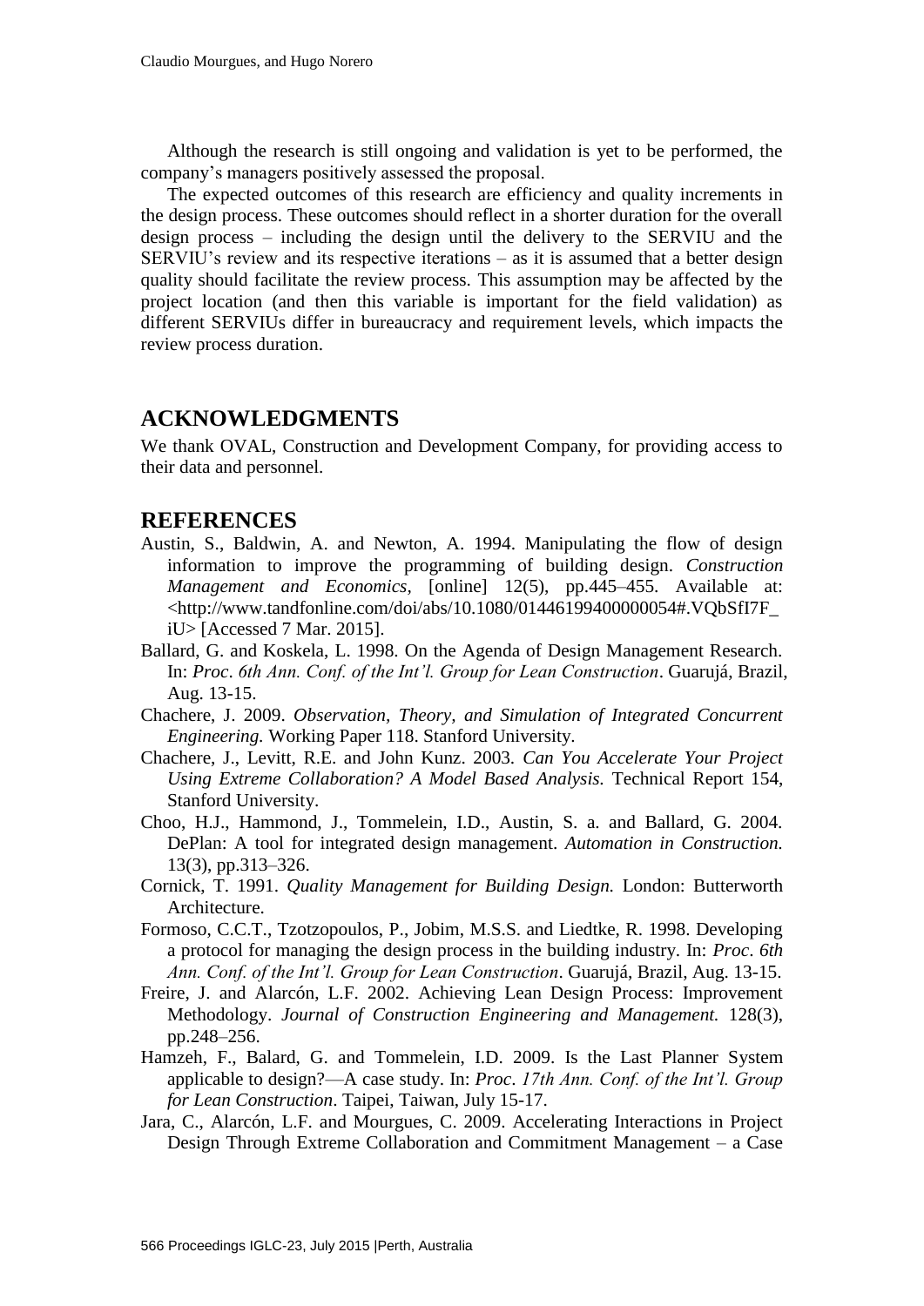Although the research is still ongoing and validation is yet to be performed, the company's managers positively assessed the proposal.

The expected outcomes of this research are efficiency and quality increments in the design process. These outcomes should reflect in a shorter duration for the overall design process – including the design until the delivery to the SERVIU and the SERVIU's review and its respective iterations – as it is assumed that a better design quality should facilitate the review process. This assumption may be affected by the project location (and then this variable is important for the field validation) as different SERVIUs differ in bureaucracy and requirement levels, which impacts the review process duration.

## ACKNOWLEDGMENTS

We thank OVAL, Construction and Development Company, for providing access to their data and personnel.

## REFERENCES

Austin, S., Baldwin, A. and Newton, A. 1994. Manipulating the flow of design information to improve the programming of building design. *Construction Management and Economics*, [online] 12(5), pp.445–455. Available at: <http://www.tandfonline.com/doi/abs/10.1080/01446199400000054#.VQbSfI7F_iU> [Accessed 7 Mar. 2015].

Ballard, G. and Koskela, L. 1998. On the Agenda of Design Management Research. In: *Proc. 6th Ann. Conf. of the Int'l. Group for Lean Construction*. Guarujá, Brazil, Aug. 13-15.

Chachere, J. 2009. *Observation, Theory, and Simulation of Integrated Concurrent Engineering.* Working Paper 118. Stanford University.

Chachere, J., Levitt, R.E. and John Kunz. 2003. *Can You Accelerate Your Project Using Extreme Collaboration? A Model Based Analysis.* Technical Report 154, Stanford University.

Choo, H.J., Hammond, J., Tommelein, I.D., Austin, S. a. and Ballard, G. 2004. DePlan: A tool for integrated design management. *Automation in Construction.* 13(3), pp.313–326.

Cornick, T. 1991. *Quality Management for Building Design.* London: Butterworth Architecture.

Formoso, C.C.T., Tzotzopoulos, P., Jobim, M.S.S. and Liedtke, R. 1998. Developing a protocol for managing the design process in the building industry. In: *Proc. 6th Ann. Conf. of the Int'l. Group for Lean Construction*. Guarujá, Brazil, Aug. 13-15.

Freire, J. and Alarcón, L.F. 2002. Achieving Lean Design Process: Improvement Methodology. *Journal of Construction Engineering and Management.* 128(3), pp.248–256.

Hamzeh, F., Balard, G. and Tommelein, I.D. 2009. Is the Last Planner System applicable to design?—A case study. In: *Proc. 17th Ann. Conf. of the Int'l. Group for Lean Construction*. Taipei, Taiwan, July 15-17.

Jara, C., Alarcón, L.F. and Mourgues, C. 2009. Accelerating Interactions in Project Design Through Extreme Collaboration and Commitment Management – a Case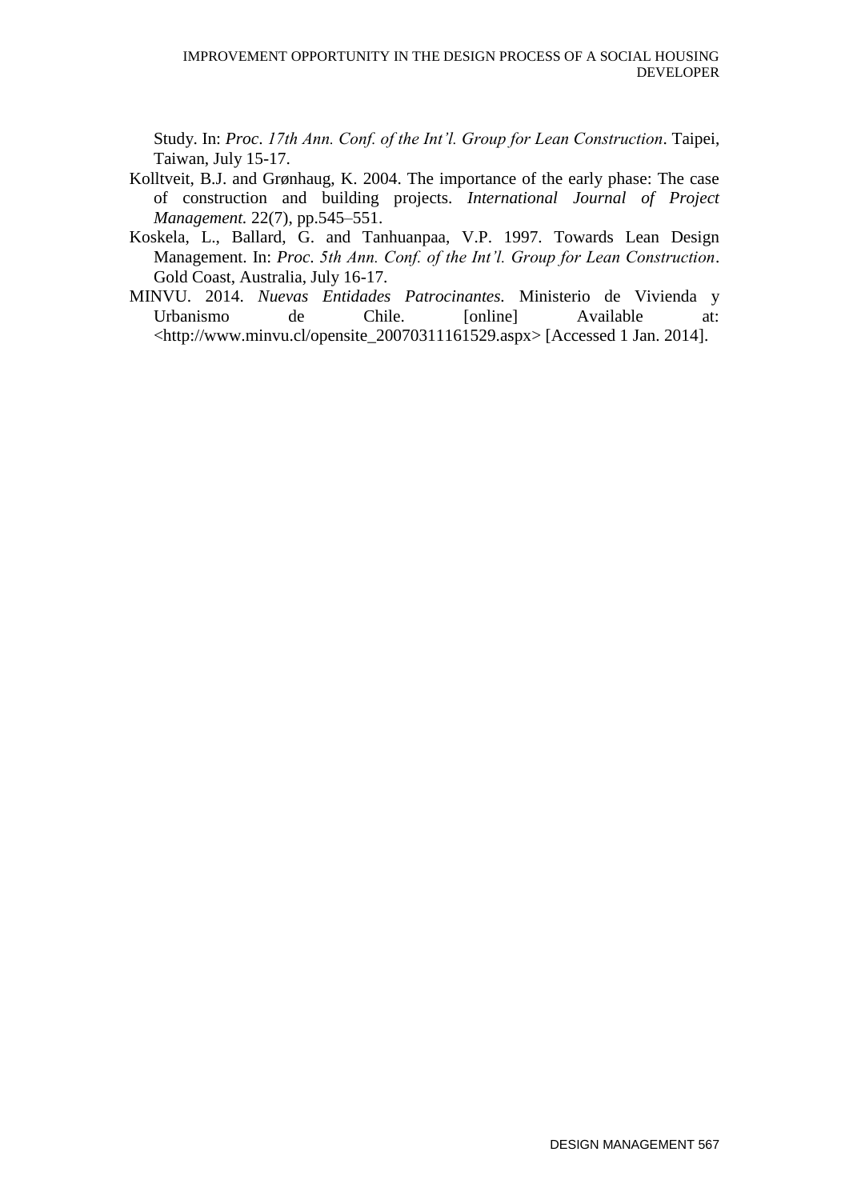Study. In: *Proc. 17th Ann. Conf. of the Int'l. Group for Lean Construction*. Taipei, Taiwan, July 15-17.

Kolltveit, B.J. and Grønhaug, K. 2004. The importance of the early phase: The case of construction and building projects. *International Journal of Project Management.* 22(7), pp.545–551.

Koskela, L., Ballard, G. and Tanhuanpaa, V.P. 1997. Towards Lean Design Management. In: *Proc. 5th Ann. Conf. of the Int'l. Group for Lean Construction*. Gold Coast, Australia, July 16-17.

MINVU. 2014. *Nuevas Entidades Patrocinantes.* Ministerio de Vivienda y Urbanismo de Chile. [online] Available at: <http://www.minvu.cl/opensite_20070311161529.aspx> [Accessed 1 Jan. 2014].